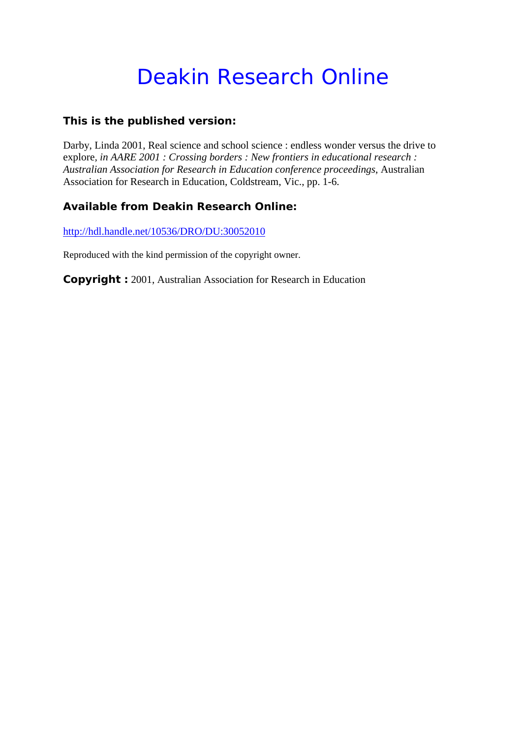# Deakin Research Online

### This is the published version:

Darby, Linda 2001, Real science and school science : endless wonder versus the drive to explore, *in AARE 2001 : Crossing borders : New frontiers in educational research : Australian Association for Research in Education conference proceedings*, Australian Association for Research in Education, Coldstream, Vic., pp. 1-6.

### Available from Deakin Research Online:

http://hdl.handle.net/10536/DRO/DU:30052010

Reproduced with the kind permission of the copyright owner.

**Copyright :** 2001, Australian Association for Research in Education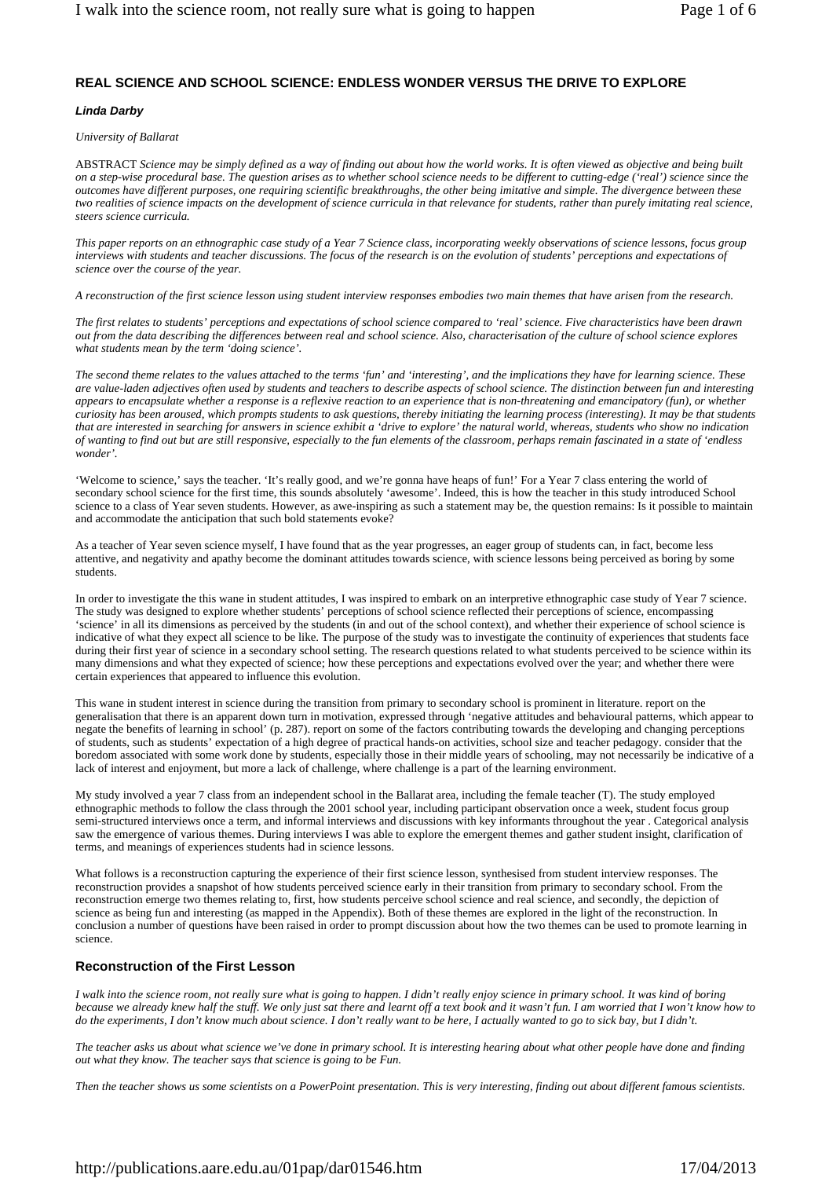## REAL SCIENCE AND SCHOOL SCIENCE: ENDLESS WONDER VERSUS THE DRIVE TO EXPLORE

***Linda Darby***

*University of Ballarat*

ABSTRACT *Science may be simply defined as a way of finding out about how the world works. It is often viewed as objective and being built on a step-wise procedural base. The question arises as to whether school science needs to be different to cutting-edge ('real') science since the outcomes have different purposes, one requiring scientific breakthroughs, the other being imitative and simple. The divergence between these two realities of science impacts on the development of science curricula in that relevance for students, rather than purely imitating real science, steers science curricula.*

*This paper reports on an ethnographic case study of a Year 7 Science class, incorporating weekly observations of science lessons, focus group interviews with students and teacher discussions. The focus of the research is on the evolution of students' perceptions and expectations of science over the course of the year.*

*A reconstruction of the first science lesson using student interview responses embodies two main themes that have arisen from the research.*

*The first relates to students' perceptions and expectations of school science compared to 'real' science. Five characteristics have been drawn out from the data describing the differences between real and school science. Also, characterisation of the culture of school science explores what students mean by the term 'doing science'.*

*The second theme relates to the values attached to the terms 'fun' and 'interesting', and the implications they have for learning science. These are value-laden adjectives often used by students and teachers to describe aspects of school science. The distinction between fun and interesting appears to encapsulate whether a response is a reflexive reaction to an experience that is non-threatening and emancipatory (fun), or whether curiosity has been aroused, which prompts students to ask questions, thereby initiating the learning process (interesting). It may be that students that are interested in searching for answers in science exhibit a 'drive to explore' the natural world, whereas, students who show no indication of wanting to find out but are still responsive, especially to the fun elements of the classroom, perhaps remain fascinated in a state of 'endless wonder'.*

'Welcome to science,' says the teacher. 'It's really good, and we're gonna have heaps of fun!' For a Year 7 class entering the world of secondary school science for the first time, this sounds absolutely 'awesome'. Indeed, this is how the teacher in this study introduced School science to a class of Year seven students. However, as awe-inspiring as such a statement may be, the question remains: Is it possible to maintain and accommodate the anticipation that such bold statements evoke?

As a teacher of Year seven science myself, I have found that as the year progresses, an eager group of students can, in fact, become less attentive, and negativity and apathy become the dominant attitudes towards science, with science lessons being perceived as boring by some students.

In order to investigate the this wane in student attitudes, I was inspired to embark on an interpretive ethnographic case study of Year 7 science. The study was designed to explore whether students' perceptions of school science reflected their perceptions of science, encompassing 'science' in all its dimensions as perceived by the students (in and out of the school context), and whether their experience of school science is indicative of what they expect all science to be like. The purpose of the study was to investigate the continuity of experiences that students face during their first year of science in a secondary school setting. The research questions related to what students perceived to be science within its many dimensions and what they expected of science; how these perceptions and expectations evolved over the year; and whether there were certain experiences that appeared to influence this evolution.

This wane in student interest in science during the transition from primary to secondary school is prominent in literature. report on the generalisation that there is an apparent down turn in motivation, expressed through 'negative attitudes and behavioural patterns, which appear to negate the benefits of learning in school' (p. 287). report on some of the factors contributing towards the developing and changing perceptions of students, such as students' expectation of a high degree of practical hands-on activities, school size and teacher pedagogy. consider that the boredom associated with some work done by students, especially those in their middle years of schooling, may not necessarily be indicative of a lack of interest and enjoyment, but more a lack of challenge, where challenge is a part of the learning environment.

My study involved a year 7 class from an independent school in the Ballarat area, including the female teacher (T). The study employed ethnographic methods to follow the class through the 2001 school year, including participant observation once a week, student focus group semi-structured interviews once a term, and informal interviews and discussions with key informants throughout the year . Categorical analysis saw the emergence of various themes. During interviews I was able to explore the emergent themes and gather student insight, clarification of terms, and meanings of experiences students had in science lessons.

What follows is a reconstruction capturing the experience of their first science lesson, synthesised from student interview responses. The reconstruction provides a snapshot of how students perceived science early in their transition from primary to secondary school. From the reconstruction emerge two themes relating to, first, how students perceive school science and real science, and secondly, the depiction of science as being fun and interesting (as mapped in the Appendix). Both of these themes are explored in the light of the reconstruction. In conclusion a number of questions have been raised in order to prompt discussion about how the two themes can be used to promote learning in science.

### Reconstruction of the First Lesson

*I walk into the science room, not really sure what is going to happen. I didn't really enjoy science in primary school. It was kind of boring because we already knew half the stuff. We only just sat there and learnt off a text book and it wasn't fun. I am worried that I won't know how to do the experiments, I don't know much about science. I don't really want to be here, I actually wanted to go to sick bay, but I didn't.*

*The teacher asks us about what science we've done in primary school. It is interesting hearing about what other people have done and finding out what they know. The teacher says that science is going to be Fun.*

*Then the teacher shows us some scientists on a PowerPoint presentation. This is very interesting, finding out about different famous scientists.*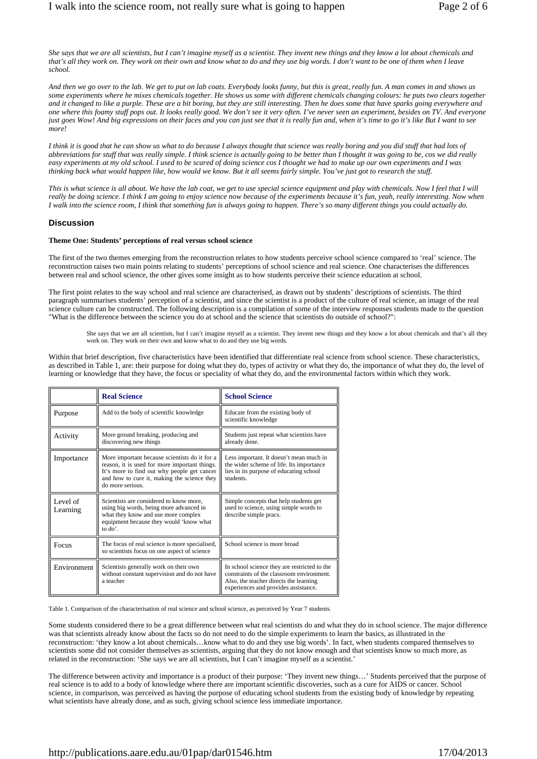*She says that we are all scientists, but I can't imagine myself as a scientist. They invent new things and they know a lot about chemicals and that's all they work on. They work on their own and know what to do and they use big words. I don't want to be one of them when I leave school.*

*And then we go over to the lab. We get to put on lab coats. Everybody looks funny, but this is great, really fun. A man comes in and shows us some experiments where he mixes chemicals together. He shows us some with different chemicals changing colours: he puts two clears together and it changed to like a purple. These are a bit boring, but they are still interesting. Then he does some that have sparks going everywhere and one where this foamy stuff pops out. It looks really good. We don't see it very often. I've never seen an experiment, besides on TV. And everyone just goes Wow! And big expressions on their faces and you can just see that it is really fun and, when it's time to go it's like But I want to see more!*

*I think it is good that he can show us what to do because I always thought that science was really boring and you did stuff that had lots of abbreviations for stuff that was really simple. I think science is actually going to be better than I thought it was going to be, cos we did really easy experiments at my old school. I used to be scared of doing science cos I thought we had to make up our own experiments and I was thinking back what would happen like, how would we know. But it all seems fairly simple. You've just got to research the stuff.*

*This is what science is all about. We have the lab coat, we get to use special science equipment and play with chemicals. Now I feel that I will really be doing science. I think I am going to enjoy science now because of the experiments because it's fun, yeah, really interesting. Now when I walk into the science room, I think that something fun is always going to happen. There's so many different things you could actually do.*

## Discussion

**Theme One: Students' perceptions of real versus school science**

The first of the two themes emerging from the reconstruction relates to how students perceive school science compared to 'real' science. The reconstruction raises two main points relating to students' perceptions of school science and real science. One characterises the differences between real and school science, the other gives some insight as to how students perceive their science education at school.

The first point relates to the way school and real science are characterised, as drawn out by students' descriptions of scientists. The third paragraph summarises students' perception of a scientist, and since the scientist is a product of the culture of real science, an image of the real science culture can be constructed. The following description is a compilation of some of the interview responses students made to the question "What is the difference between the science you do at school and the science that scientists do outside of school?":

> She says that we are all scientists, but I can't imagine myself as a scientist. They invent new things and they know a lot about chemicals and that's all they work on. They work on their own and know what to do and they use big words.

Within that brief description, five characteristics have been identified that differentiate real science from school science. These characteristics, as described in Table 1, are: their purpose for doing what they do, types of activity or what they do, the importance of what they do, the level of learning or knowledge that they have, the focus or speciality of what they do, and the environmental factors within which they work.

| | Real Science | School Science |
|---|---|---|
| Purpose | Add to the body of scientific knowledge | Educate from the existing body of scientific knowledge |
| Activity | More ground breaking, producing and discovering new things | Students just repeat what scientists have already done. |
| Importance | More important because scientists do it for a reason, it is used for more important things. It's more to find out why people get cancer and how to cure it, making the science they do more serious. | Less important. It doesn't mean much in the wider scheme of life. Its importance lies in its purpose of educating school students. |
| Level of Learning | Scientists are considered to know more, using big words, being more advanced in what they know and use more complex equipment because they would 'know what to do'. | Simple concepts that help students get used to science, using simple words to describe simple pracs. |
| Focus | The focus of real science is more specialised, so scientists focus on one aspect of science | School science is more broad |
| Environment | Scientists generally work on their own without constant supervision and do not have a teacher | In school science they are restricted to the constraints of the classroom environment. Also, the teacher directs the learning experiences and provides assistance. |

Table 1. Comparison of the characterisation of real science and school science, as perceived by Year 7 students.

Some students considered there to be a great difference between what real scientists do and what they do in school science. The major difference was that scientists already know about the facts so do not need to do the simple experiments to learn the basics, as illustrated in the reconstruction: 'they know a lot about chemicals…know what to do and they use big words'. In fact, when students compared themselves to scientists some did not consider themselves as scientists, arguing that they do not know enough and that scientists know so much more, as related in the reconstruction: 'She says we are all scientists, but I can't imagine myself as a scientist.'

The difference between activity and importance is a product of their purpose: 'They invent new things…' Students perceived that the purpose of real science is to add to a body of knowledge where there are important scientific discoveries, such as a cure for AIDS or cancer. School science, in comparison, was perceived as having the purpose of educating school students from the existing body of knowledge by repeating what scientists have already done, and as such, giving school science less immediate importance.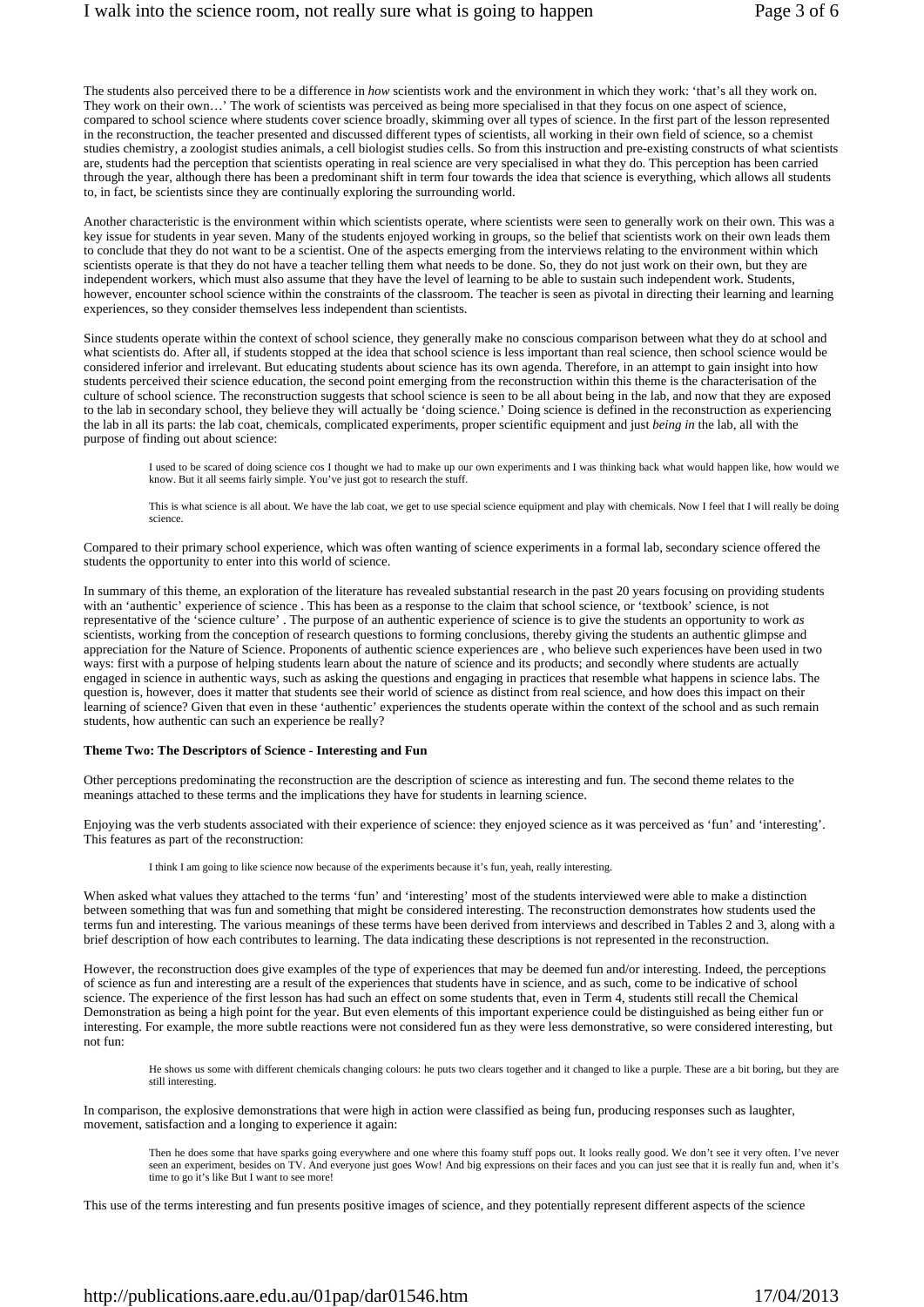The students also perceived there to be a difference in *how* scientists work and the environment in which they work: 'that's all they work on. They work on their own…' The work of scientists was perceived as being more specialised in that they focus on one aspect of science, compared to school science where students cover science broadly, skimming over all types of science. In the first part of the lesson represented in the reconstruction, the teacher presented and discussed different types of scientists, all working in their own field of science, so a chemist studies chemistry, a zoologist studies animals, a cell biologist studies cells. So from this instruction and pre-existing constructs of what scientists are, students had the perception that scientists operating in real science are very specialised in what they do. This perception has been carried through the year, although there has been a predominant shift in term four towards the idea that science is everything, which allows all students to, in fact, be scientists since they are continually exploring the surrounding world.

Another characteristic is the environment within which scientists operate, where scientists were seen to generally work on their own. This was a key issue for students in year seven. Many of the students enjoyed working in groups, so the belief that scientists work on their own leads them to conclude that they do not want to be a scientist. One of the aspects emerging from the interviews relating to the environment within which scientists operate is that they do not have a teacher telling them what needs to be done. So, they do not just work on their own, but they are independent workers, which must also assume that they have the level of learning to be able to sustain such independent work. Students, however, encounter school science within the constraints of the classroom. The teacher is seen as pivotal in directing their learning and learning experiences, so they consider themselves less independent than scientists.

Since students operate within the context of school science, they generally make no conscious comparison between what they do at school and what scientists do. After all, if students stopped at the idea that school science is less important than real science, then school science would be considered inferior and irrelevant. But educating students about science has its own agenda. Therefore, in an attempt to gain insight into how students perceived their science education, the second point emerging from the reconstruction within this theme is the characterisation of the culture of school science. The reconstruction suggests that school science is seen to be all about being in the lab, and now that they are exposed to the lab in secondary school, they believe they will actually be 'doing science.' Doing science is defined in the reconstruction as experiencing the lab in all its parts: the lab coat, chemicals, complicated experiments, proper scientific equipment and just *being in* the lab, all with the purpose of finding out about science:

> I used to be scared of doing science cos I thought we had to make up our own experiments and I was thinking back what would happen like, how would we know. But it all seems fairly simple. You've just got to research the stuff.

> This is what science is all about. We have the lab coat, we get to use special science equipment and play with chemicals. Now I feel that I will really be doing science.

Compared to their primary school experience, which was often wanting of science experiments in a formal lab, secondary science offered the students the opportunity to enter into this world of science.

In summary of this theme, an exploration of the literature has revealed substantial research in the past 20 years focusing on providing students with an 'authentic' experience of science . This has been as a response to the claim that school science, or 'textbook' science, is not representative of the 'science culture' . The purpose of an authentic experience of science is to give the students an opportunity to work *as* scientists, working from the conception of research questions to forming conclusions, thereby giving the students an authentic glimpse and appreciation for the Nature of Science. Proponents of authentic science experiences are , who believe such experiences have been used in two ways: first with a purpose of helping students learn about the nature of science and its products; and secondly where students are actually engaged in science in authentic ways, such as asking the questions and engaging in practices that resemble what happens in science labs. The question is, however, does it matter that students see their world of science as distinct from real science, and how does this impact on their learning of science? Given that even in these 'authentic' experiences the students operate within the context of the school and as such remain students, how authentic can such an experience be really?

**Theme Two: The Descriptors of Science - Interesting and Fun**

Other perceptions predominating the reconstruction are the description of science as interesting and fun. The second theme relates to the meanings attached to these terms and the implications they have for students in learning science.

Enjoying was the verb students associated with their experience of science: they enjoyed science as it was perceived as 'fun' and 'interesting'. This features as part of the reconstruction:

> I think I am going to like science now because of the experiments because it's fun, yeah, really interesting.

When asked what values they attached to the terms 'fun' and 'interesting' most of the students interviewed were able to make a distinction between something that was fun and something that might be considered interesting. The reconstruction demonstrates how students used the terms fun and interesting. The various meanings of these terms have been derived from interviews and described in Tables 2 and 3, along with a brief description of how each contributes to learning. The data indicating these descriptions is not represented in the reconstruction.

However, the reconstruction does give examples of the type of experiences that may be deemed fun and/or interesting. Indeed, the perceptions of science as fun and interesting are a result of the experiences that students have in science, and as such, come to be indicative of school science. The experience of the first lesson has had such an effect on some students that, even in Term 4, students still recall the Chemical Demonstration as being a high point for the year. But even elements of this important experience could be distinguished as being either fun or interesting. For example, the more subtle reactions were not considered fun as they were less demonstrative, so were considered interesting, but not fun:

> He shows us some with different chemicals changing colours: he puts two clears together and it changed to like a purple. These are a bit boring, but they are still interesting.

In comparison, the explosive demonstrations that were high in action were classified as being fun, producing responses such as laughter, movement, satisfaction and a longing to experience it again:

> Then he does some that have sparks going everywhere and one where this foamy stuff pops out. It looks really good. We don't see it very often. I've never seen an experiment, besides on TV. And everyone just goes Wow! And big expressions on their faces and you can just see that it is really fun and, when it's time to go it's like But I want to see more!

This use of the terms interesting and fun presents positive images of science, and they potentially represent different aspects of the science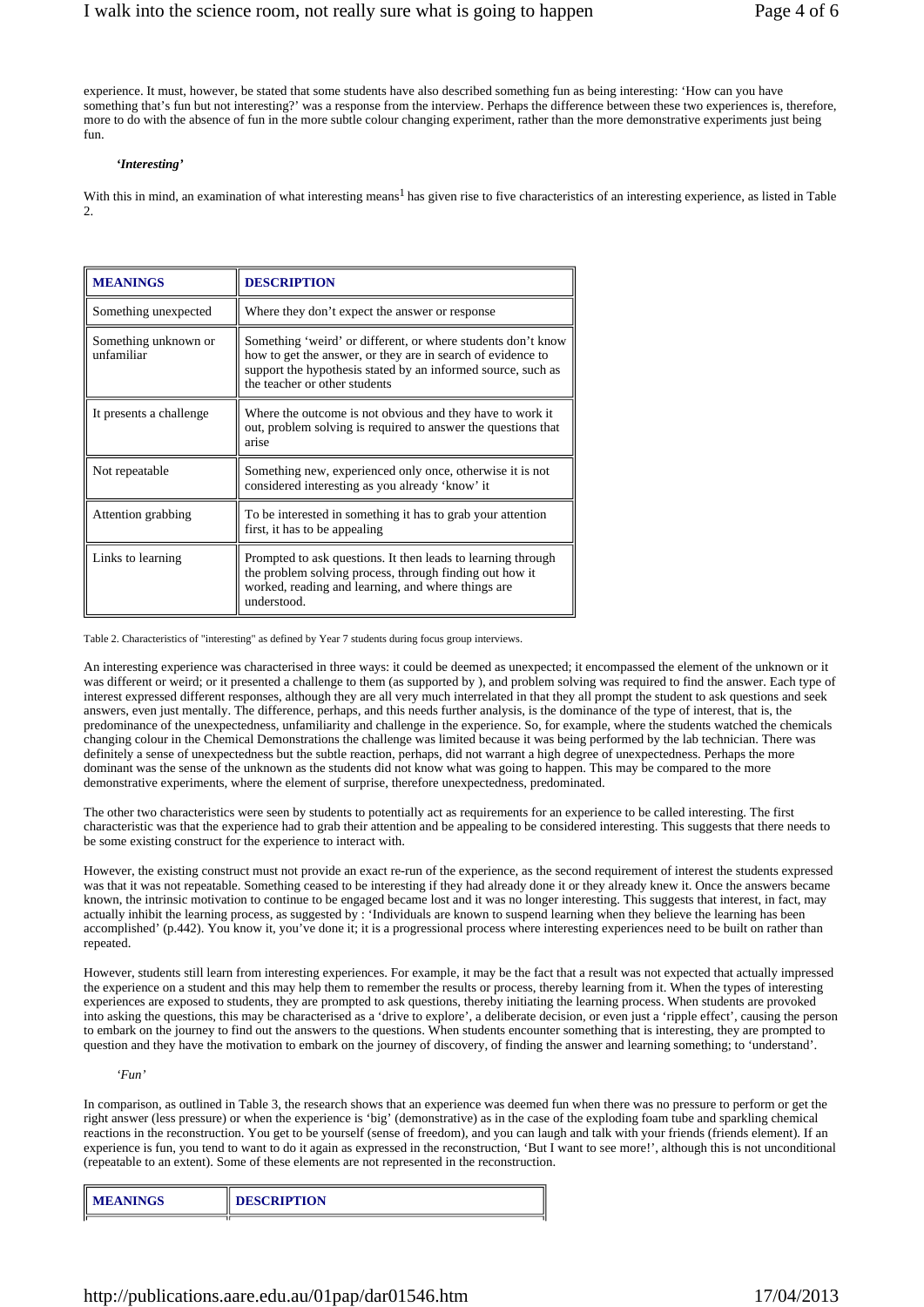experience. It must, however, be stated that some students have also described something fun as being interesting: 'How can you have something that's fun but not interesting?' was a response from the interview. Perhaps the difference between these two experiences is, therefore, more to do with the absence of fun in the more subtle colour changing experiment, rather than the more demonstrative experiments just being fun.

***'Interesting'***

With this in mind, an examination of what interesting means[1] has given rise to five characteristics of an interesting experience, as listed in Table 2.

| MEANINGS | DESCRIPTION |
|---|---|
| Something unexpected | Where they don't expect the answer or response |
| Something unknown or unfamiliar | Something 'weird' or different, or where students don't know how to get the answer, or they are in search of evidence to support the hypothesis stated by an informed source, such as the teacher or other students |
| It presents a challenge | Where the outcome is not obvious and they have to work it out, problem solving is required to answer the questions that arise |
| Not repeatable | Something new, experienced only once, otherwise it is not considered interesting as you already 'know' it |
| Attention grabbing | To be interested in something it has to grab your attention first, it has to be appealing |
| Links to learning | Prompted to ask questions. It then leads to learning through the problem solving process, through finding out how it worked, reading and learning, and where things are understood. |

Table 2. Characteristics of "interesting" as defined by Year 7 students during focus group interviews.

An interesting experience was characterised in three ways: it could be deemed as unexpected; it encompassed the element of the unknown or it was different or weird; or it presented a challenge to them (as supported by ), and problem solving was required to find the answer. Each type of interest expressed different responses, although they are all very much interrelated in that they all prompt the student to ask questions and seek answers, even just mentally. The difference, perhaps, and this needs further analysis, is the dominance of the type of interest, that is, the predominance of the unexpectedness, unfamiliarity and challenge in the experience. So, for example, where the students watched the chemicals changing colour in the Chemical Demonstrations the challenge was limited because it was being performed by the lab technician. There was definitely a sense of unexpectedness but the subtle reaction, perhaps, did not warrant a high degree of unexpectedness. Perhaps the more dominant was the sense of the unknown as the students did not know what was going to happen. This may be compared to the more demonstrative experiments, where the element of surprise, therefore unexpectedness, predominated.

The other two characteristics were seen by students to potentially act as requirements for an experience to be called interesting. The first characteristic was that the experience had to grab their attention and be appealing to be considered interesting. This suggests that there needs to be some existing construct for the experience to interact with.

However, the existing construct must not provide an exact re-run of the experience, as the second requirement of interest the students expressed was that it was not repeatable. Something ceased to be interesting if they had already done it or they already knew it. Once the answers became known, the intrinsic motivation to continue to be engaged became lost and it was no longer interesting. This suggests that interest, in fact, may actually inhibit the learning process, as suggested by : 'Individuals are known to suspend learning when they believe the learning has been accomplished' (p.442). You know it, you've done it; it is a progressional process where interesting experiences need to be built on rather than repeated.

However, students still learn from interesting experiences. For example, it may be the fact that a result was not expected that actually impressed the experience on a student and this may help them to remember the results or process, thereby learning from it. When the types of interesting experiences are exposed to students, they are prompted to ask questions, thereby initiating the learning process. When students are provoked into asking the questions, this may be characterised as a 'drive to explore', a deliberate decision, or even just a 'ripple effect', causing the person to embark on the journey to find out the answers to the questions. When students encounter something that is interesting, they are prompted to question and they have the motivation to embark on the journey of discovery, of finding the answer and learning something; to 'understand'.

*'Fun'*

In comparison, as outlined in Table 3, the research shows that an experience was deemed fun when there was no pressure to perform or get the right answer (less pressure) or when the experience is 'big' (demonstrative) as in the case of the exploding foam tube and sparkling chemical reactions in the reconstruction. You get to be yourself (sense of freedom), and you can laugh and talk with your friends (friends element). If an experience is fun, you tend to want to do it again as expressed in the reconstruction, 'But I want to see more!', although this is not unconditional (repeatable to an extent). Some of these elements are not represented in the reconstruction.

| MEANINGS | DESCRIPTION |
|---|---|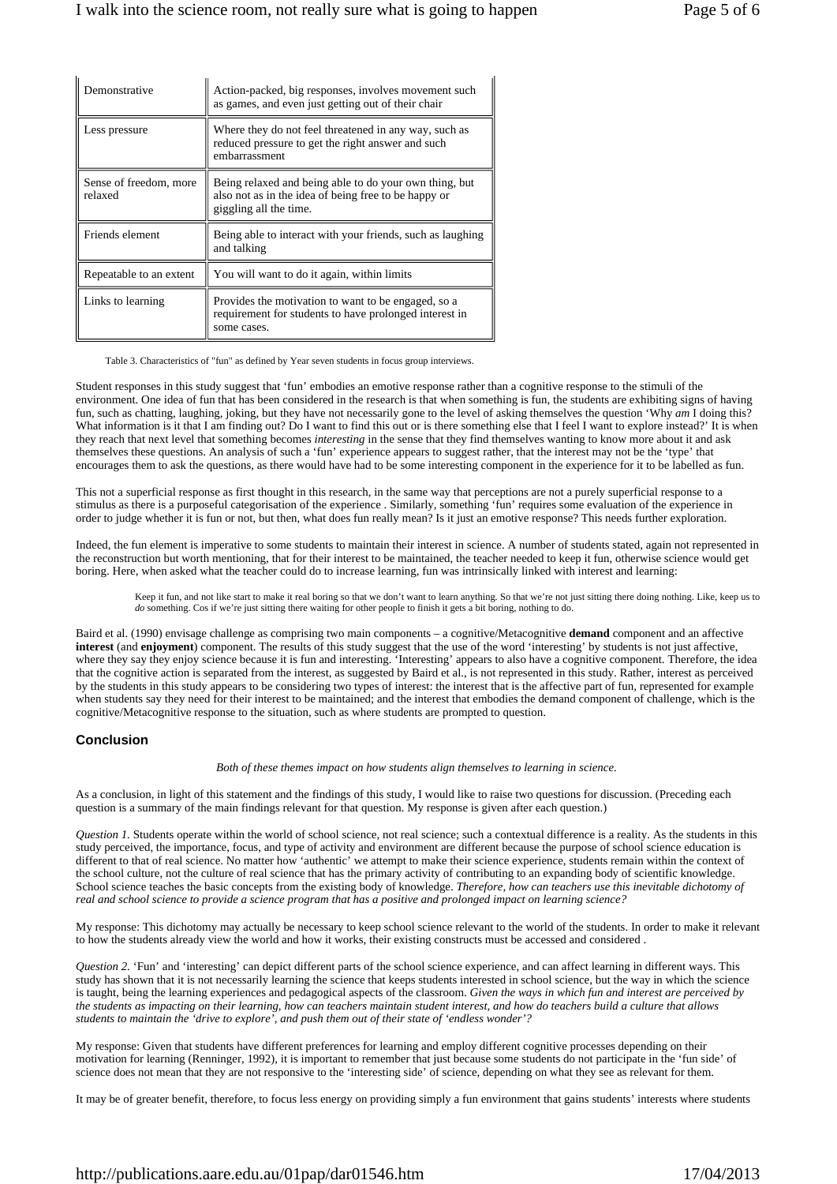| | |
|---|---|
| Demonstrative | Action-packed, big responses, involves movement such as games, and even just getting out of their chair |
| Less pressure | Where they do not feel threatened in any way, such as reduced pressure to get the right answer and such embarrassment |
| Sense of freedom, more relaxed | Being relaxed and being able to do your own thing, but also not as in the idea of being free to be happy or giggling all the time. |
| Friends element | Being able to interact with your friends, such as laughing and talking |
| Repeatable to an extent | You will want to do it again, within limits |
| Links to learning | Provides the motivation to want to be engaged, so a requirement for students to have prolonged interest in some cases. |

Table 3. Characteristics of "fun" as defined by Year seven students in focus group interviews.

Student responses in this study suggest that 'fun' embodies an emotive response rather than a cognitive response to the stimuli of the environment. One idea of fun that has been considered in the research is that when something is fun, the students are exhibiting signs of having fun, such as chatting, laughing, joking, but they have not necessarily gone to the level of asking themselves the question 'Why *am* I doing this? What information is it that I am finding out? Do I want to find this out or is there something else that I feel I want to explore instead?' It is when they reach that next level that something becomes *interesting* in the sense that they find themselves wanting to know more about it and ask themselves these questions. An analysis of such a 'fun' experience appears to suggest rather, that the interest may not be the 'type' that encourages them to ask the questions, as there would have had to be some interesting component in the experience for it to be labelled as fun.

This not a superficial response as first thought in this research, in the same way that perceptions are not a purely superficial response to a stimulus as there is a purposeful categorisation of the experience . Similarly, something 'fun' requires some evaluation of the experience in order to judge whether it is fun or not, but then, what does fun really mean? Is it just an emotive response? This needs further exploration.

Indeed, the fun element is imperative to some students to maintain their interest in science. A number of students stated, again not represented in the reconstruction but worth mentioning, that for their interest to be maintained, the teacher needed to keep it fun, otherwise science would get boring. Here, when asked what the teacher could do to increase learning, fun was intrinsically linked with interest and learning:

> Keep it fun, and not like start to make it real boring so that we don't want to learn anything. So that we're not just sitting there doing nothing. Like, keep us to *do* something. Cos if we're just sitting there waiting for other people to finish it gets a bit boring, nothing to do.

Baird et al. (1990) envisage challenge as comprising two main components – a cognitive/Metacognitive **demand** component and an affective **interest** (and **enjoyment**) component. The results of this study suggest that the use of the word 'interesting' by students is not just affective, where they say they enjoy science because it is fun and interesting. 'Interesting' appears to also have a cognitive component. Therefore, the idea that the cognitive action is separated from the interest, as suggested by Baird et al., is not represented in this study. Rather, interest as perceived by the students in this study appears to be considering two types of interest: the interest that is the affective part of fun, represented for example when students say they need for their interest to be maintained; and the interest that embodies the demand component of challenge, which is the cognitive/Metacognitive response to the situation, such as where students are prompted to question.

## Conclusion

*Both of these themes impact on how students align themselves to learning in science.*

As a conclusion, in light of this statement and the findings of this study, I would like to raise two questions for discussion. (Preceding each question is a summary of the main findings relevant for that question. My response is given after each question.)

*Question 1.* Students operate within the world of school science, not real science; such a contextual difference is a reality. As the students in this study perceived, the importance, focus, and type of activity and environment are different because the purpose of school science education is different to that of real science. No matter how 'authentic' we attempt to make their science experience, students remain within the context of the school culture, not the culture of real science that has the primary activity of contributing to an expanding body of scientific knowledge. School science teaches the basic concepts from the existing body of knowledge. *Therefore, how can teachers use this inevitable dichotomy of real and school science to provide a science program that has a positive and prolonged impact on learning science?*

My response: This dichotomy may actually be necessary to keep school science relevant to the world of the students. In order to make it relevant to how the students already view the world and how it works, their existing constructs must be accessed and considered .

*Question 2.* 'Fun' and 'interesting' can depict different parts of the school science experience, and can affect learning in different ways. This study has shown that it is not necessarily learning the science that keeps students interested in school science, but the way in which the science is taught, being the learning experiences and pedagogical aspects of the classroom. *Given the ways in which fun and interest are perceived by the students as impacting on their learning, how can teachers maintain student interest, and how do teachers build a culture that allows students to maintain the 'drive to explore', and push them out of their state of 'endless wonder'?*

My response: Given that students have different preferences for learning and employ different cognitive processes depending on their motivation for learning (Renninger, 1992), it is important to remember that just because some students do not participate in the 'fun side' of science does not mean that they are not responsive to the 'interesting side' of science, depending on what they see as relevant for them.

It may be of greater benefit, therefore, to focus less energy on providing simply a fun environment that gains students' interests where students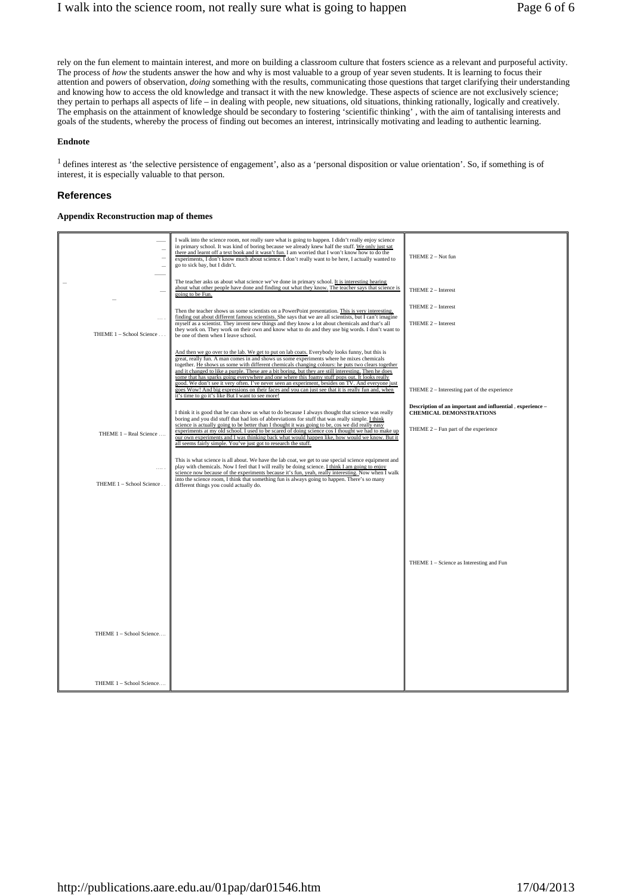rely on the fun element to maintain interest, and more on building a classroom culture that fosters science as a relevant and purposeful activity. The process of *how* the students answer the how and why is most valuable to a group of year seven students. It is learning to focus their attention and powers of observation, *doing* something with the results, communicating those questions that target clarifying their understanding and knowing how to access the old knowledge and transact it with the new knowledge. These aspects of science are not exclusively science; they pertain to perhaps all aspects of life – in dealing with people, new situations, old situations, thinking rationally, logically and creatively. The emphasis on the attainment of knowledge should be secondary to fostering 'scientific thinking' , with the aim of tantalising interests and goals of the students, whereby the process of finding out becomes an interest, intrinsically motivating and leading to authentic learning.

#### Endnote

[1] defines interest as 'the selective persistence of engagement', also as a 'personal disposition or value orientation'. So, if something is of interest, it is especially valuable to that person.

## References

#### Appendix Reconstruction map of themes

| | | |
|---|---|---|
| THEME 1 – School Science . . . | I walk into the science room, not really sure what is going to happen. I didn't really enjoy science in primary school. It was kind of boring because we already knew half the stuff. We only just sat there and learnt off a text book and it wasn't fun. I am worried that I won't know how to do the experiments, I don't know much about science. I don't really want to be here, I actually wanted to go to sick bay, but I didn't.<br><br>The teacher asks us about what science we've done in primary school. It is interesting hearing about what other people have done and finding out what they know. The teacher says that science is going to be Fun.<br><br>Then the teacher shows us some scientists on a PowerPoint presentation. This is very interesting, finding out about different famous scientists. She says that we are all scientists, but I can't imagine myself as a scientist. They invent new things and they know a lot about chemicals and that's all they work on. They work on their own and know what to do and they use big words. I don't want to be one of them when I leave school. | THEME 2 – Not fun<br><br>THEME 2 – Interest<br><br>THEME 2 – Interest<br><br>THEME 2 – Interest |
| THEME 1 – Real Science …. | And then we go over to the lab. We get to put on lab coats. Everybody looks funny, but this is great, really fun. A man comes in and shows us some experiments where he mixes chemicals together. He shows us some with different chemicals changing colours: he puts two clears together and it changed to like a purple. These are a bit boring, but they are still interesting. Then he does some that has sparks going everywhere and one where this foamy stuff pops out. It looks really good. We don't see it very often. I've never seen an experiment, besides on TV. And everyone just goes Wow! And big expressions on their faces and you can just see that it is really fun and, when it's time to go it's like But I want to see more!<br><br>I think it is good that he can show us what to do because I always thought that science was really boring and you did stuff that had lots of abbreviations for stuff that was really simple. I think science is actually going to be better than I thought it was going to be, cos we did really easy experiments at my old school. I used to be scared of doing science cos I thought we had to make up our own experiments and I was thinking back what would happen like, how would we know. But it all seems fairly simple. You've just got to research the stuff. | THEME 2 – Interesting part of the experience<br><br>**Description of an important and influential , experience – CHEMICAL DEMONSTRATIONS**<br><br>THEME 2 – Fun part of the experience |
| THEME 1 – School Science . .<br><br>THEME 1 – School Science….<br><br>THEME 1 – School Science…. | This is what science is all about. We have the lab coat, we get to use special science equipment and play with chemicals. Now I feel that I will really be doing science. I think I am going to enjoy science now because of the experiments because it's fun, yeah, really interesting. Now when I walk into the science room, I think that something fun is always going to happen. There's so many different things you could actually do. | THEME 1 – Science as Interesting and Fun |